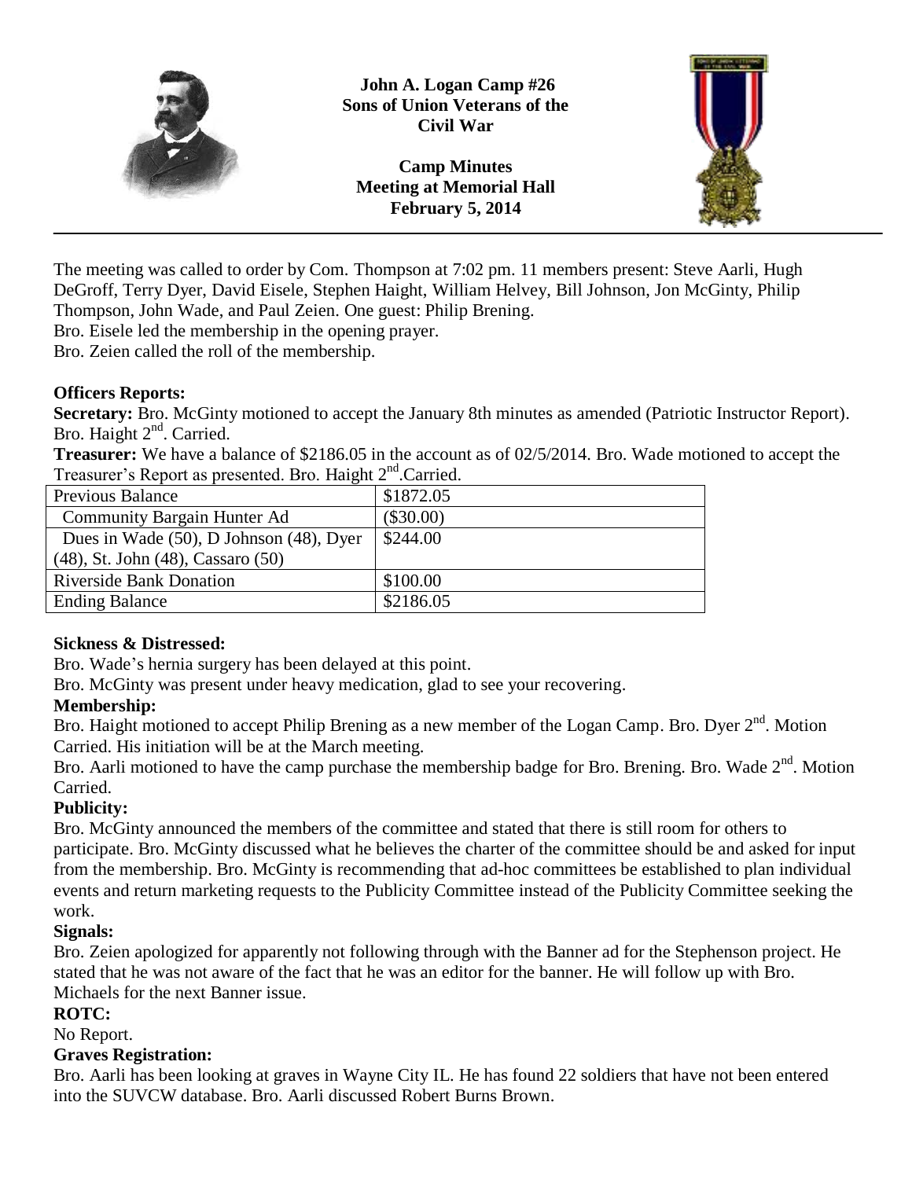**John A. Logan Camp #26**
**Sons of Union Veterans of the Civil War**

**Camp Minutes**
**Meeting at Memorial Hall**
**February 5, 2014**

---

The meeting was called to order by Com. Thompson at 7:02 pm. 11 members present: Steve Aarli, Hugh DeGroff, Terry Dyer, David Eisele, Stephen Haight, William Helvey, Bill Johnson, Jon McGinty, Philip Thompson, John Wade, and Paul Zeien. One guest: Philip Brening.
Bro. Eisele led the membership in the opening prayer.
Bro. Zeien called the roll of the membership.

**Officers Reports:**

**Secretary:** Bro. McGinty motioned to accept the January 8th minutes as amended (Patriotic Instructor Report). Bro. Haight 2nd. Carried.

**Treasurer:** We have a balance of $2186.05 in the account as of 02/5/2014. Bro. Wade motioned to accept the Treasurer's Report as presented. Bro. Haight 2nd.Carried.

| Previous Balance | $1872.05 |
|---|---|
| Community Bargain Hunter Ad | ($30.00) |
| Dues in Wade (50), D Johnson (48), Dyer (48), St. John (48), Cassaro (50) | $244.00 |
| Riverside Bank Donation | $100.00 |
| Ending Balance | $2186.05 |

**Sickness & Distressed:**

Bro. Wade's hernia surgery has been delayed at this point.
Bro. McGinty was present under heavy medication, glad to see your recovering.

**Membership:**

Bro. Haight motioned to accept Philip Brening as a new member of the Logan Camp. Bro. Dyer 2nd. Motion Carried. His initiation will be at the March meeting.
Bro. Aarli motioned to have the camp purchase the membership badge for Bro. Brening. Bro. Wade 2nd. Motion Carried.

**Publicity:**

Bro. McGinty announced the members of the committee and stated that there is still room for others to participate. Bro. McGinty discussed what he believes the charter of the committee should be and asked for input from the membership. Bro. McGinty is recommending that ad-hoc committees be established to plan individual events and return marketing requests to the Publicity Committee instead of the Publicity Committee seeking the work.

**Signals:**

Bro. Zeien apologized for apparently not following through with the Banner ad for the Stephenson project. He stated that he was not aware of the fact that he was an editor for the banner. He will follow up with Bro. Michaels for the next Banner issue.

**ROTC:**

No Report.

**Graves Registration:**

Bro. Aarli has been looking at graves in Wayne City IL. He has found 22 soldiers that have not been entered into the SUVCW database. Bro. Aarli discussed Robert Burns Brown.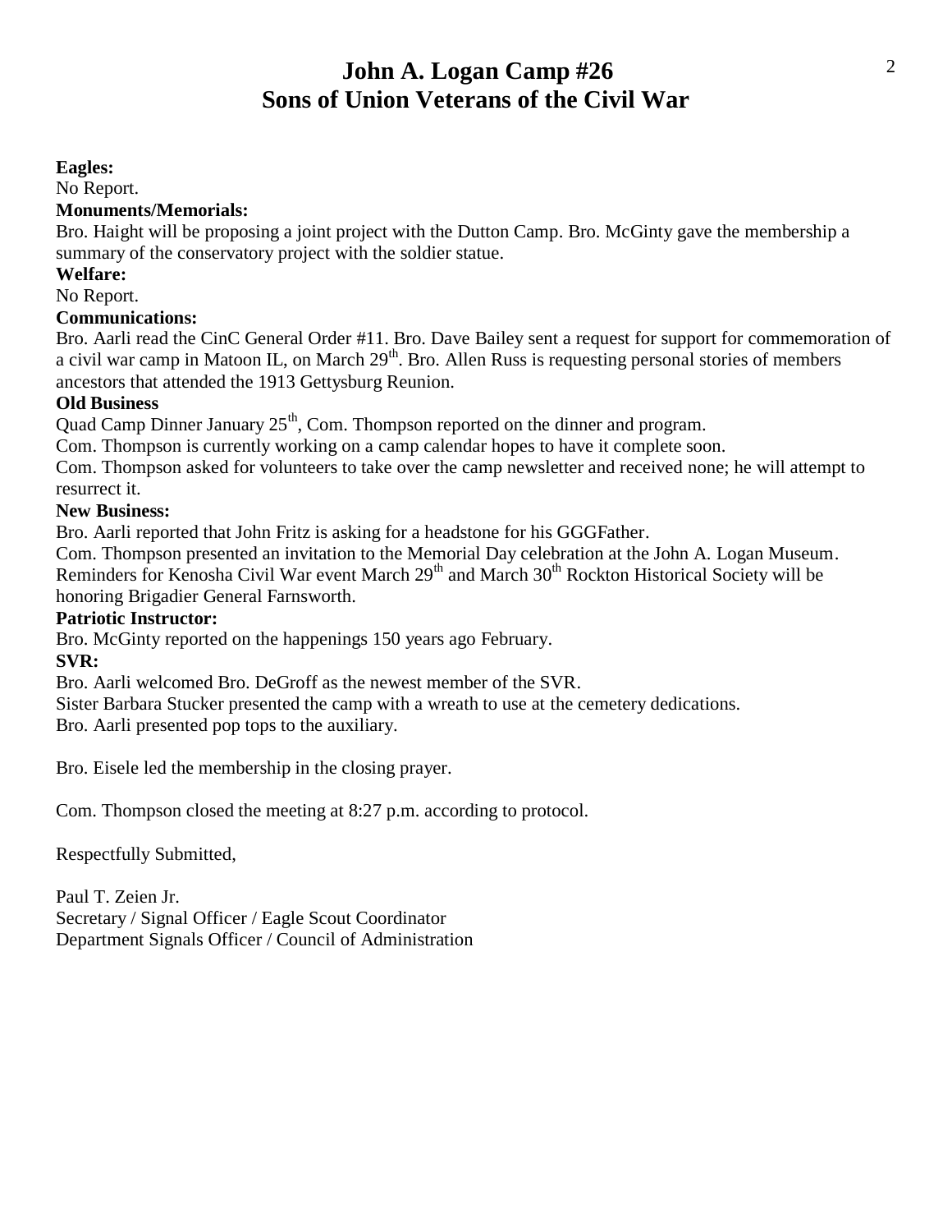# John A. Logan Camp #26
# Sons of Union Veterans of the Civil War

**Eagles:**
No Report.

**Monuments/Memorials:**
Bro. Haight will be proposing a joint project with the Dutton Camp. Bro. McGinty gave the membership a summary of the conservatory project with the soldier statue.

**Welfare:**
No Report.

**Communications:**
Bro. Aarli read the CinC General Order #11. Bro. Dave Bailey sent a request for support for commemoration of a civil war camp in Matoon IL, on March 29th. Bro. Allen Russ is requesting personal stories of members ancestors that attended the 1913 Gettysburg Reunion.

**Old Business**
Quad Camp Dinner January 25th, Com. Thompson reported on the dinner and program.
Com. Thompson is currently working on a camp calendar hopes to have it complete soon.
Com. Thompson asked for volunteers to take over the camp newsletter and received none; he will attempt to resurrect it.

**New Business:**
Bro. Aarli reported that John Fritz is asking for a headstone for his GGGFather.
Com. Thompson presented an invitation to the Memorial Day celebration at the John A. Logan Museum.
Reminders for Kenosha Civil War event March 29th and March 30th Rockton Historical Society will be honoring Brigadier General Farnsworth.

**Patriotic Instructor:**
Bro. McGinty reported on the happenings 150 years ago February.

**SVR:**
Bro. Aarli welcomed Bro. DeGroff as the newest member of the SVR.
Sister Barbara Stucker presented the camp with a wreath to use at the cemetery dedications.
Bro. Aarli presented pop tops to the auxiliary.

Bro. Eisele led the membership in the closing prayer.

Com. Thompson closed the meeting at 8:27 p.m. according to protocol.

Respectfully Submitted,

Paul T. Zeien Jr.
Secretary / Signal Officer / Eagle Scout Coordinator
Department Signals Officer / Council of Administration